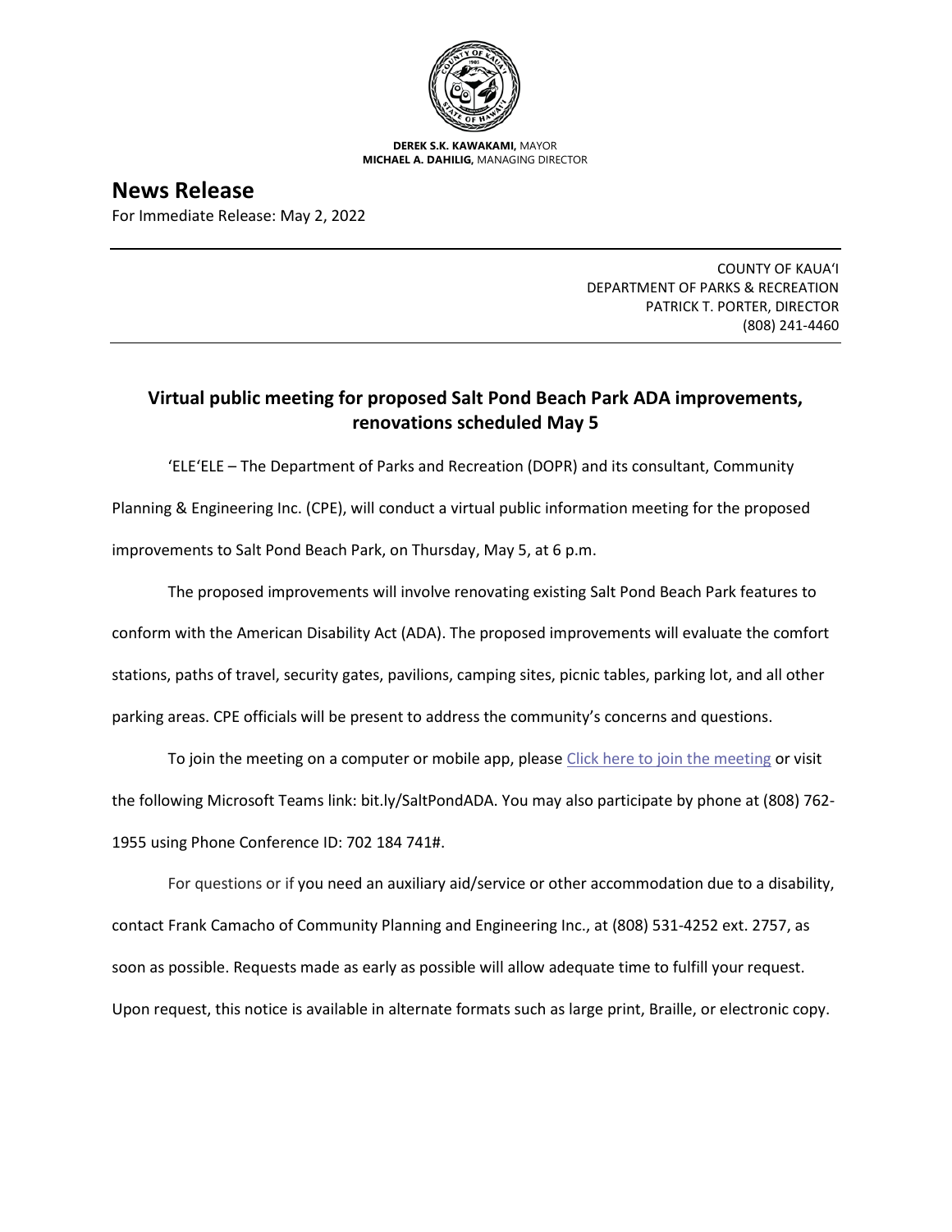**DEREK S.K. KAWAKAMI,** MAYOR
**MICHAEL A. DAHILIG,** MANAGING DIRECTOR

# News Release

For Immediate Release: May 2, 2022

COUNTY OF KAUAʻI
DEPARTMENT OF PARKS & RECREATION
PATRICK T. PORTER, DIRECTOR
(808) 241-4460

## Virtual public meeting for proposed Salt Pond Beach Park ADA improvements, renovations scheduled May 5

ʻELEʻELE – The Department of Parks and Recreation (DOPR) and its consultant, Community Planning & Engineering Inc. (CPE), will conduct a virtual public information meeting for the proposed improvements to Salt Pond Beach Park, on Thursday, May 5, at 6 p.m.

The proposed improvements will involve renovating existing Salt Pond Beach Park features to conform with the American Disability Act (ADA). The proposed improvements will evaluate the comfort stations, paths of travel, security gates, pavilions, camping sites, picnic tables, parking lot, and all other parking areas. CPE officials will be present to address the community's concerns and questions.

To join the meeting on a computer or mobile app, please Click here to join the meeting or visit the following Microsoft Teams link: bit.ly/SaltPondADA. You may also participate by phone at (808) 762-1955 using Phone Conference ID: 702 184 741#.

For questions or if you need an auxiliary aid/service or other accommodation due to a disability, contact Frank Camacho of Community Planning and Engineering Inc., at (808) 531-4252 ext. 2757, as soon as possible. Requests made as early as possible will allow adequate time to fulfill your request. Upon request, this notice is available in alternate formats such as large print, Braille, or electronic copy.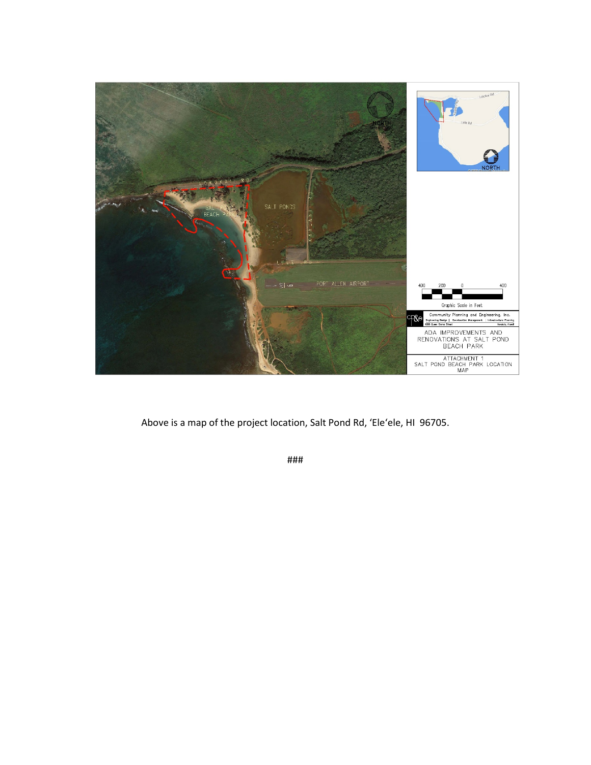Above is a map of the project location, Salt Pond Rd, ʻEleʻele, HI  96705.

###